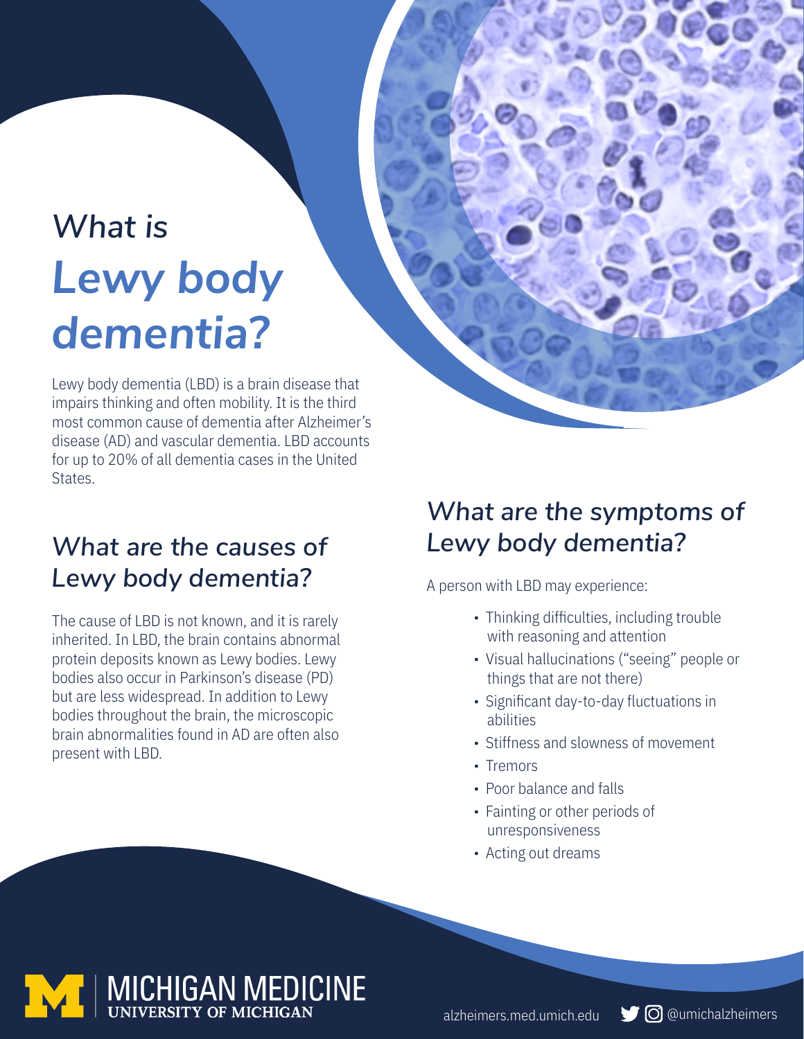# What is Lewy body dementia?

Lewy body dementia (LBD) is a brain disease that impairs thinking and often mobility. It is the third most common cause of dementia after Alzheimer's disease (AD) and vascular dementia. LBD accounts for up to 20% of all dementia cases in the United States.

## What are the causes of Lewy body dementia?

The cause of LBD is not known, and it is rarely inherited. In LBD, the brain contains abnormal protein deposits known as Lewy bodies. Lewy bodies also occur in Parkinson's disease (PD) but are less widespread. In addition to Lewy bodies throughout the brain, the microscopic brain abnormalities found in AD are often also present with LBD.

## What are the symptoms of Lewy body dementia?

A person with LBD may experience:

- Thinking difficulties, including trouble with reasoning and attention
- Visual hallucinations ("seeing" people or things that are not there)
- Significant day-to-day fluctuations in abilities
- Stiffness and slowness of movement
- Tremors
- Poor balance and falls
- Fainting or other periods of unresponsiveness
- Acting out dreams

MICHIGAN MEDICINE
UNIVERSITY OF MICHIGAN

alzheimers.med.umich.edu @umichalzheimers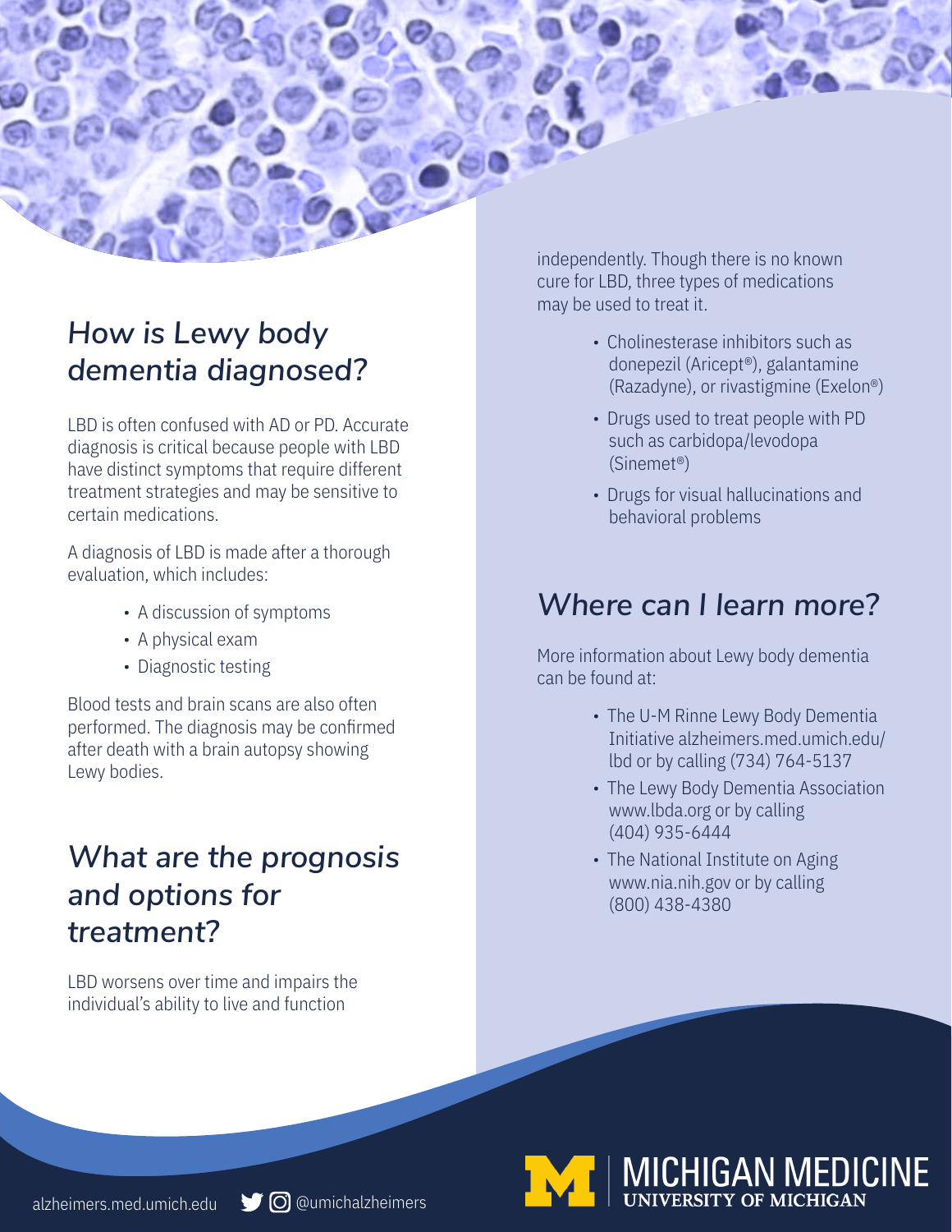## *How is Lewy body dementia diagnosed?*

LBD is often confused with AD or PD. Accurate diagnosis is critical because people with LBD have distinct symptoms that require different treatment strategies and may be sensitive to certain medications.

A diagnosis of LBD is made after a thorough evaluation, which includes:

- A discussion of symptoms
- A physical exam
- Diagnostic testing

Blood tests and brain scans are also often performed. The diagnosis may be confirmed after death with a brain autopsy showing Lewy bodies.

## *What are the prognosis and options for treatment?*

LBD worsens over time and impairs the individual's ability to live and function independently. Though there is no known cure for LBD, three types of medications may be used to treat it.

- Cholinesterase inhibitors such as donepezil (Aricept®), galantamine (Razadyne), or rivastigmine (Exelon®)
- Drugs used to treat people with PD such as carbidopa/levodopa (Sinemet®)
- Drugs for visual hallucinations and behavioral problems

## *Where can I learn more?*

More information about Lewy body dementia can be found at:

- The U-M Rinne Lewy Body Dementia Initiative alzheimers.med.umich.edu/lbd or by calling (734) 764-5137
- The Lewy Body Dementia Association www.lbda.org or by calling (404) 935-6444
- The National Institute on Aging www.nia.nih.gov or by calling (800) 438-4380

alzheimers.med.umich.edu @umichalzheimers

MICHIGAN MEDICINE
UNIVERSITY OF MICHIGAN